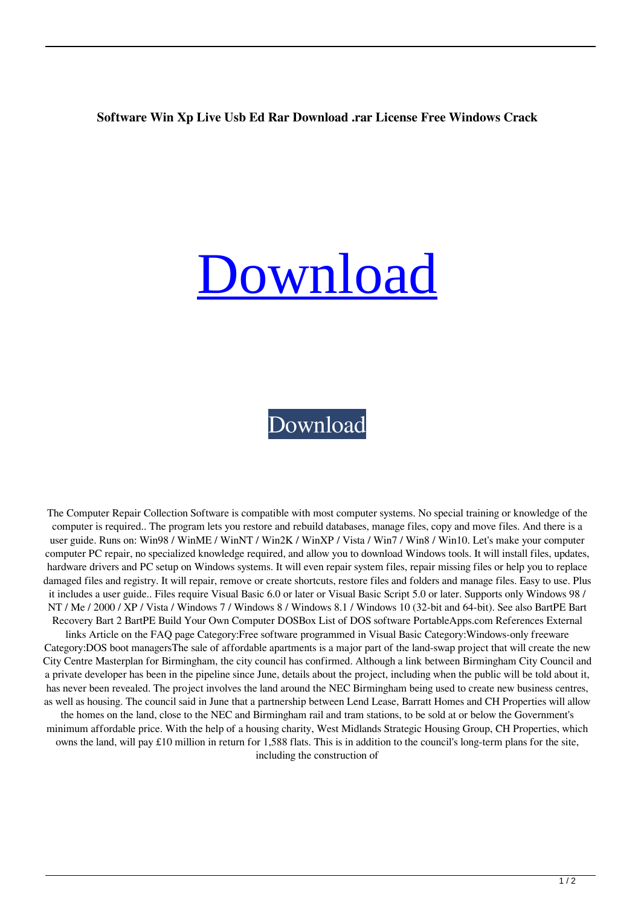**Software Win Xp Live Usb Ed Rar Download .rar License Free Windows Crack**

# [Download](#)

[Download](#)

The Computer Repair Collection Software is compatible with most computer systems. No special training or knowledge of the computer is required.. The program lets you restore and rebuild databases, manage files, copy and move files. And there is a user guide. Runs on: Win98 / WinME / WinNT / Win2K / WinXP / Vista / Win7 / Win8 / Win10. Let's make your computer computer PC repair, no specialized knowledge required, and allow you to download Windows tools. It will install files, updates, hardware drivers and PC setup on Windows systems. It will even repair system files, repair missing files or help you to replace damaged files and registry. It will repair, remove or create shortcuts, restore files and folders and manage files. Easy to use. Plus it includes a user guide.. Files require Visual Basic 6.0 or later or Visual Basic Script 5.0 or later. Supports only Windows 98 / NT / Me / 2000 / XP / Vista / Windows 7 / Windows 8 / Windows 8.1 / Windows 10 (32-bit and 64-bit). See also BartPE Bart Recovery Bart 2 BartPE Build Your Own Computer DOSBox List of DOS software PortableApps.com References External links Article on the FAQ page Category:Free software programmed in Visual Basic Category:Windows-only freeware Category:DOS boot managersThe sale of affordable apartments is a major part of the land-swap project that will create the new City Centre Masterplan for Birmingham, the city council has confirmed. Although a link between Birmingham City Council and a private developer has been in the pipeline since June, details about the project, including when the public will be told about it, has never been revealed. The project involves the land around the NEC Birmingham being used to create new business centres, as well as housing. The council said in June that a partnership between Lend Lease, Barratt Homes and CH Properties will allow the homes on the land, close to the NEC and Birmingham rail and tram stations, to be sold at or below the Government's minimum affordable price. With the help of a housing charity, West Midlands Strategic Housing Group, CH Properties, which owns the land, will pay £10 million in return for 1,588 flats. This is in addition to the council's long-term plans for the site, including the construction of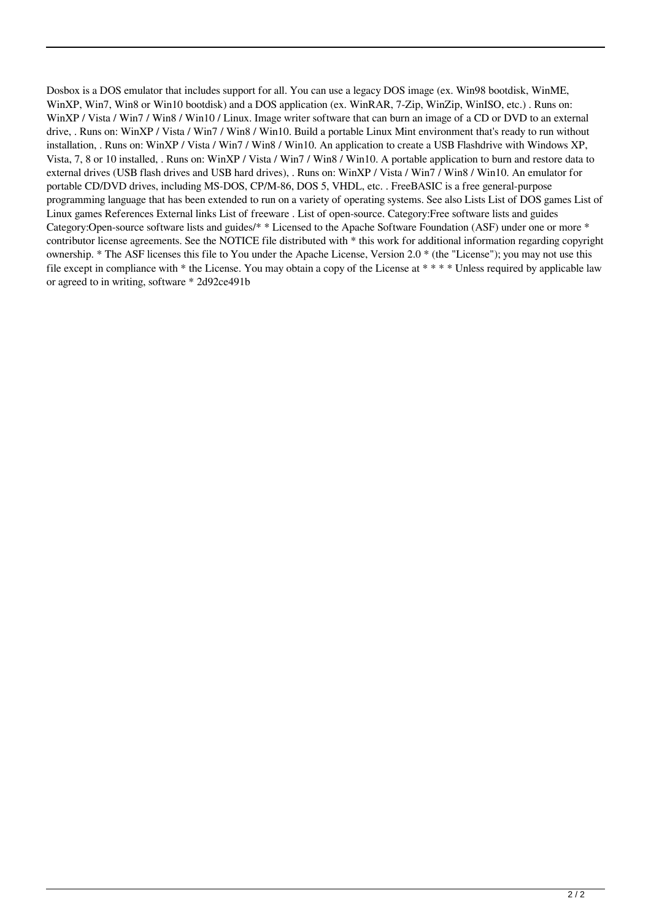Dosbox is a DOS emulator that includes support for all. You can use a legacy DOS image (ex. Win98 bootdisk, WinME, WinXP, Win7, Win8 or Win10 bootdisk) and a DOS application (ex. WinRAR, 7-Zip, WinZip, WinISO, etc.) . Runs on: WinXP / Vista / Win7 / Win8 / Win10 / Linux. Image writer software that can burn an image of a CD or DVD to an external drive, . Runs on: WinXP / Vista / Win7 / Win8 / Win10. Build a portable Linux Mint environment that's ready to run without installation, . Runs on: WinXP / Vista / Win7 / Win8 / Win10. An application to create a USB Flashdrive with Windows XP, Vista, 7, 8 or 10 installed, . Runs on: WinXP / Vista / Win7 / Win8 / Win10. A portable application to burn and restore data to external drives (USB flash drives and USB hard drives), . Runs on: WinXP / Vista / Win7 / Win8 / Win10. An emulator for portable CD/DVD drives, including MS-DOS, CP/M-86, DOS 5, VHDL, etc. . FreeBASIC is a free general-purpose programming language that has been extended to run on a variety of operating systems. See also Lists List of DOS games List of Linux games References External links List of freeware . List of open-source. Category:Free software lists and guides Category:Open-source software lists and guides/* * Licensed to the Apache Software Foundation (ASF) under one or more * contributor license agreements. See the NOTICE file distributed with * this work for additional information regarding copyright ownership. * The ASF licenses this file to You under the Apache License, Version 2.0 * (the "License"); you may not use this file except in compliance with * the License. You may obtain a copy of the License at * * * * Unless required by applicable law or agreed to in writing, software * 2d92ce491b